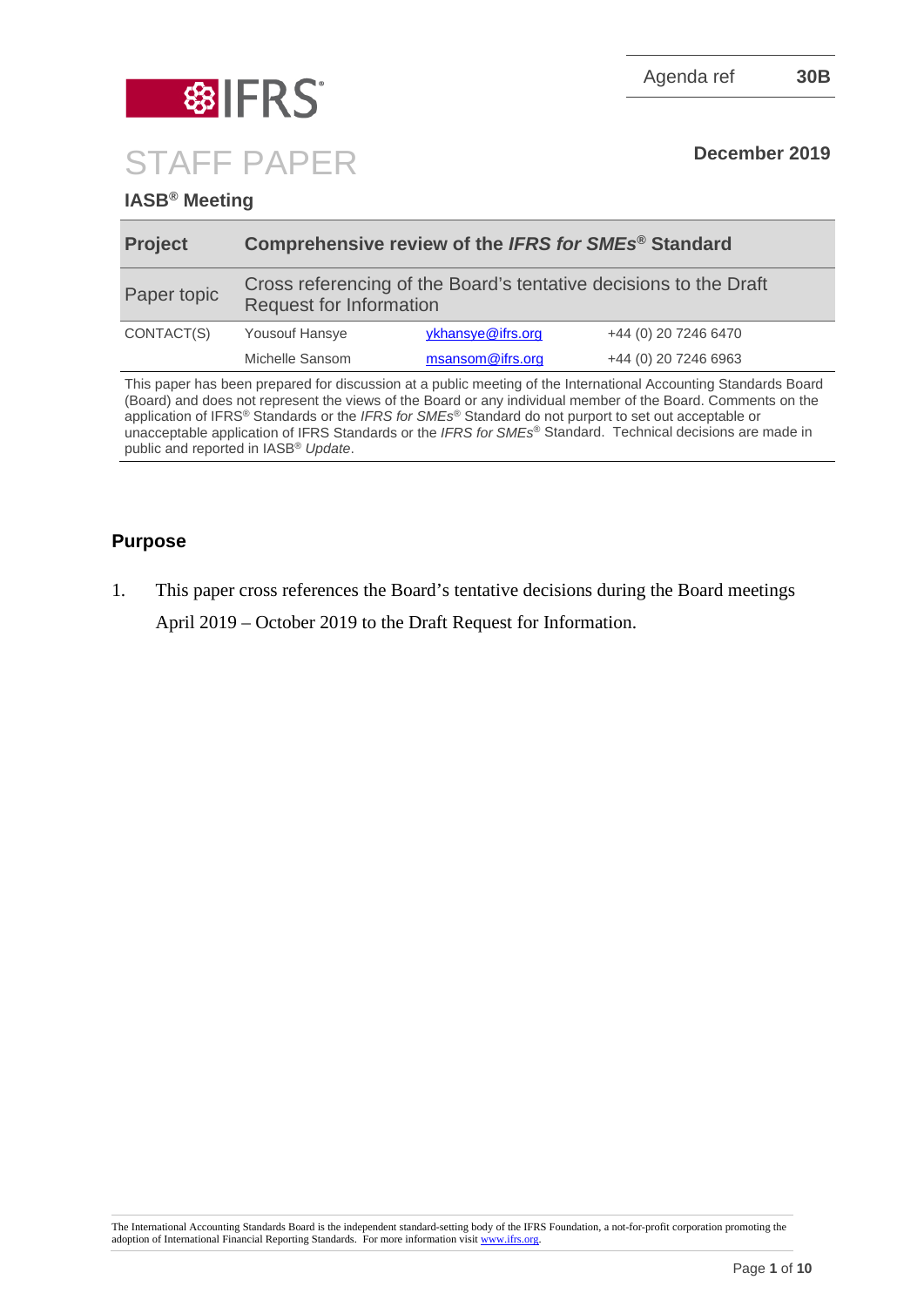Agenda ref **30B**

**December 2019**

# STAFF PAPER

## IASB® Meeting

| **Project** | **Comprehensive review of the *IFRS for SMEs*® Standard** | | |
|---|---|---|---|
| Paper topic | Cross referencing of the Board's tentative decisions to the Draft Request for Information | | |
| CONTACT(S) | Yousouf Hansye | ykhansye@ifrs.org | +44 (0) 20 7246 6470 |
| | Michelle Sansom | msansom@ifrs.org | +44 (0) 20 7246 6963 |

This paper has been prepared for discussion at a public meeting of the International Accounting Standards Board (Board) and does not represent the views of the Board or any individual member of the Board. Comments on the application of IFRS® Standards or the *IFRS for SMEs*® Standard do not purport to set out acceptable or unacceptable application of IFRS Standards or the *IFRS for SMEs*® Standard. Technical decisions are made in public and reported in IASB® *Update*.

## Purpose

1. This paper cross references the Board's tentative decisions during the Board meetings April 2019 – October 2019 to the Draft Request for Information.

The International Accounting Standards Board is the independent standard-setting body of the IFRS Foundation, a not-for-profit corporation promoting the adoption of International Financial Reporting Standards. For more information visit www.ifrs.org.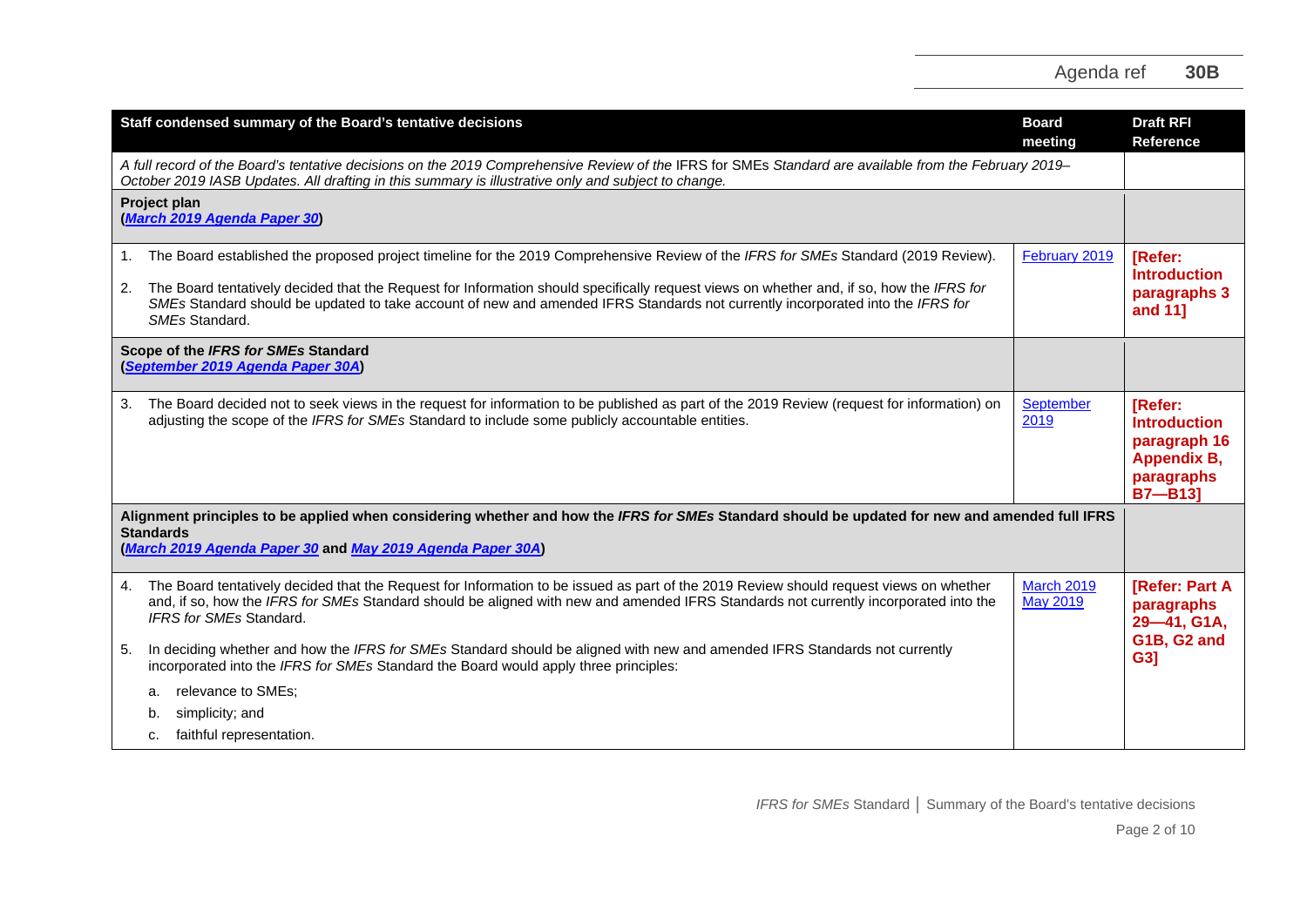| Staff condensed summary of the Board's tentative decisions | Board meeting | Draft RFI Reference |
|---|---|---|
| *A full record of the Board's tentative decisions on the 2019 Comprehensive Review of the* IFRS for SMEs *Standard are available from the February 2019–October 2019 IASB Updates. All drafting in this summary is illustrative only and subject to change.* | | |
| **Project plan** **(*March 2019 Agenda Paper 30*)** | | |
| 1. The Board established the proposed project timeline for the 2019 Comprehensive Review of the *IFRS for SMEs* Standard (2019 Review).<br><br>2. The Board tentatively decided that the Request for Information should specifically request views on whether and, if so, how the *IFRS for SMEs* Standard should be updated to take account of new and amended IFRS Standards not currently incorporated into the *IFRS for SMEs* Standard. | February 2019 | **[Refer: Introduction paragraphs 3 and 11]** |
| **Scope of the *IFRS for SMEs* Standard** **(*September 2019 Agenda Paper 30A*)** | | |
| 3. The Board decided not to seek views in the request for information to be published as part of the 2019 Review (request for information) on adjusting the scope of the *IFRS for SMEs* Standard to include some publicly accountable entities. | September 2019 | **[Refer: Introduction paragraph 16 Appendix B, paragraphs B7—B13]** |
| **Alignment principles to be applied when considering whether and how the *IFRS for SMEs* Standard should be updated for new and amended full IFRS Standards** **(*March 2019 Agenda Paper 30* and *May 2019 Agenda Paper 30A*)** | | |
| 4. The Board tentatively decided that the Request for Information to be issued as part of the 2019 Review should request views on whether and, if so, how the *IFRS for SMEs* Standard should be aligned with new and amended IFRS Standards not currently incorporated into the *IFRS for SMEs* Standard.<br><br>5. In deciding whether and how the *IFRS for SMEs* Standard should be aligned with new and amended IFRS Standards not currently incorporated into the *IFRS for SMEs* Standard the Board would apply three principles:<br>a. relevance to SMEs;<br>b. simplicity; and<br>c. faithful representation. | March 2019<br>May 2019 | **[Refer: Part A paragraphs 29—41, G1A, G1B, G2 and G3]** |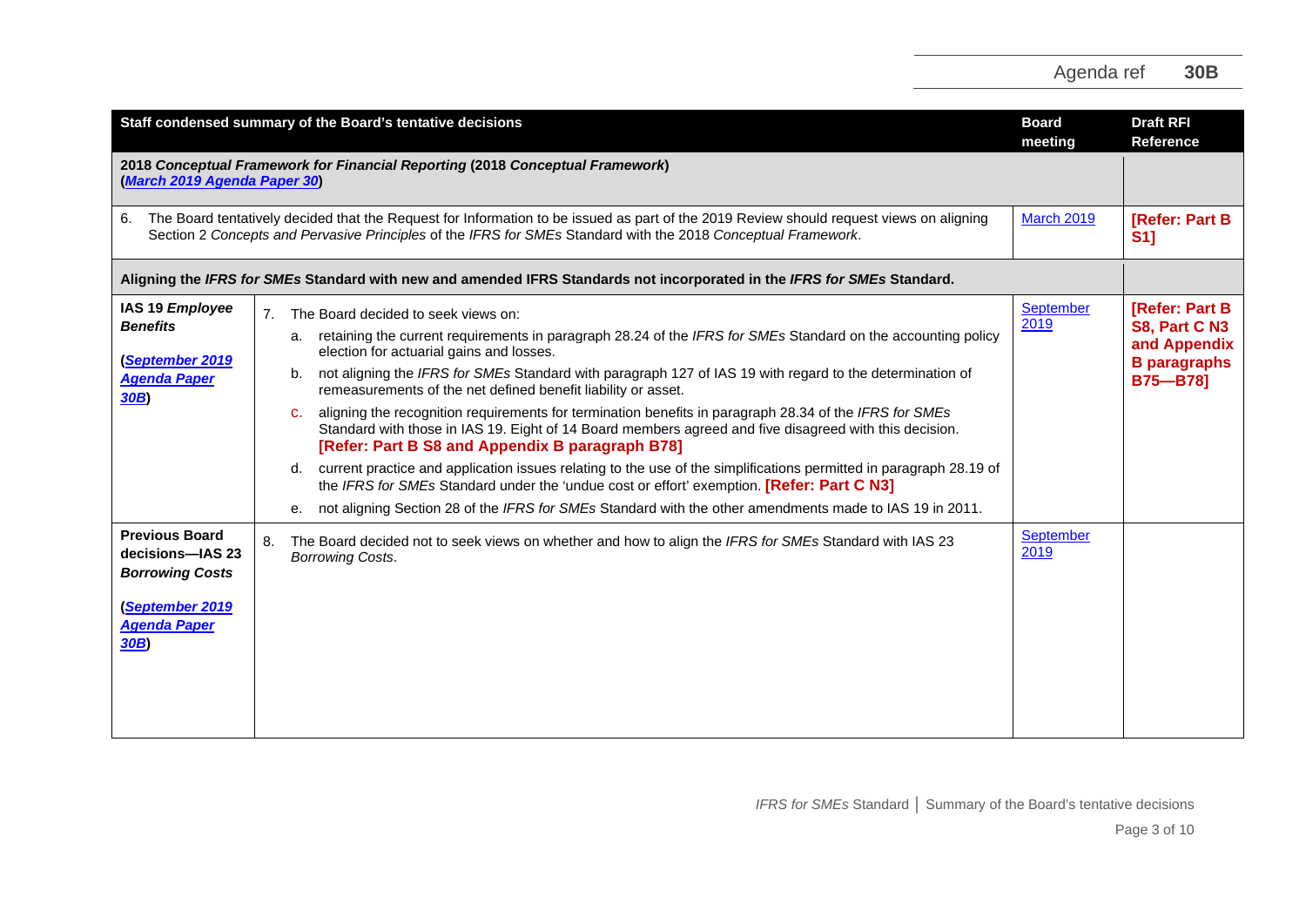| Staff condensed summary of the Board's tentative decisions | | Board meeting | Draft RFI Reference |
|---|---|---|---|
| **2018 *Conceptual Framework for Financial Reporting* (2018 *Conceptual Framework*)** **(*March 2019 Agenda Paper 30*)** | | | |
| 6. The Board tentatively decided that the Request for Information to be issued as part of the 2019 Review should request views on aligning Section 2 *Concepts and Pervasive Principles* of the *IFRS for SMEs* Standard with the 2018 *Conceptual Framework*. | | March 2019 | **[Refer: Part B S1]** |
| **Aligning the *IFRS for SMEs* Standard with new and amended IFRS Standards not incorporated in the *IFRS for SMEs* Standard.** | | | |
| **IAS 19 *Employee Benefits*** **(*September 2019 Agenda Paper 30B*)** | 7. The Board decided to seek views on: <br> a. retaining the current requirements in paragraph 28.24 of the *IFRS for SMEs* Standard on the accounting policy election for actuarial gains and losses. <br> b. not aligning the *IFRS for SMEs* Standard with paragraph 127 of IAS 19 with regard to the determination of remeasurements of the net defined benefit liability or asset. <br> c. aligning the recognition requirements for termination benefits in paragraph 28.34 of the *IFRS for SMEs* Standard with those in IAS 19. Eight of 14 Board members agreed and five disagreed with this decision. **[Refer: Part B S8 and Appendix B paragraph B78]** <br> d. current practice and application issues relating to the use of the simplifications permitted in paragraph 28.19 of the *IFRS for SMEs* Standard under the 'undue cost or effort' exemption. **[Refer: Part C N3]** <br> e. not aligning Section 28 of the *IFRS for SMEs* Standard with the other amendments made to IAS 19 in 2011. | September 2019 | **[Refer: Part B S8, Part C N3 and Appendix B paragraphs B75—B78]** |
| **Previous Board decisions—IAS 23 *Borrowing Costs*** **(*September 2019 Agenda Paper 30B*)** | 8. The Board decided not to seek views on whether and how to align the *IFRS for SMEs* Standard with IAS 23 *Borrowing Costs*. | September 2019 | |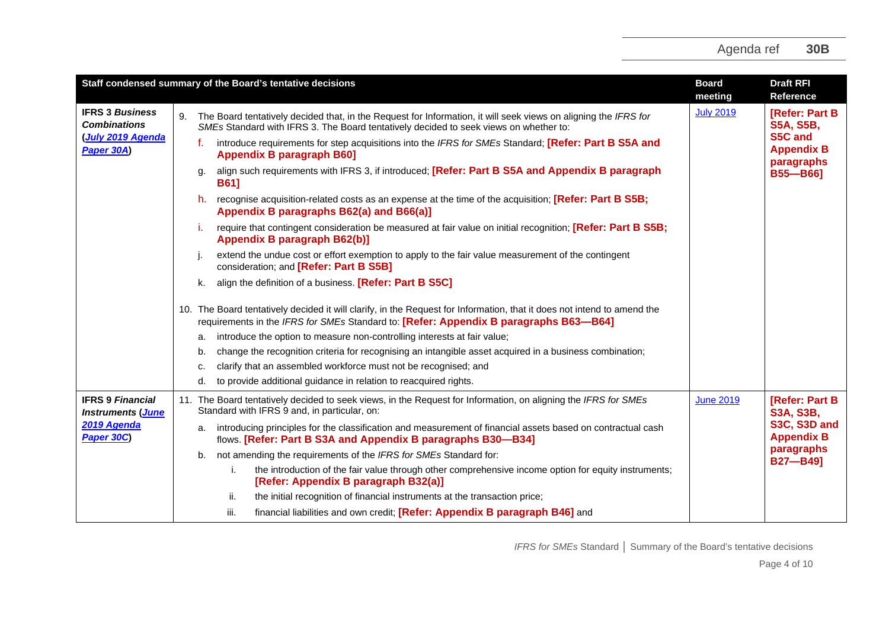| Staff condensed summary of the Board's tentative decisions | | Board meeting | Draft RFI Reference |
|---|---|---|---|
| **IFRS 3 *Business Combinations* (*July 2019 Agenda Paper 30A*)** | 9. The Board tentatively decided that, in the Request for Information, it will seek views on aligning the *IFRS for SMEs* Standard with IFRS 3. The Board tentatively decided to seek views on whether to:<br>f. introduce requirements for step acquisitions into the *IFRS for SMEs* Standard; **[Refer: Part B S5A and Appendix B paragraph B60]**<br>g. align such requirements with IFRS 3, if introduced; **[Refer: Part B S5A and Appendix B paragraph B61]**<br>h. recognise acquisition-related costs as an expense at the time of the acquisition; **[Refer: Part B S5B; Appendix B paragraphs B62(a) and B66(a)]**<br>i. require that contingent consideration be measured at fair value on initial recognition; **[Refer: Part B S5B; Appendix B paragraph B62(b)]**<br>j. extend the undue cost or effort exemption to apply to the fair value measurement of the contingent consideration; and **[Refer: Part B S5B]**<br>k. align the definition of a business. **[Refer: Part B S5C]**<br><br>10. The Board tentatively decided it will clarify, in the Request for Information, that it does not intend to amend the requirements in the *IFRS for SMEs* Standard to: **[Refer: Appendix B paragraphs B63—B64]**<br>a. introduce the option to measure non-controlling interests at fair value;<br>b. change the recognition criteria for recognising an intangible asset acquired in a business combination;<br>c. clarify that an assembled workforce must not be recognised; and<br>d. to provide additional guidance in relation to reacquired rights. | July 2019 | **[Refer: Part B S5A, S5B, S5C and Appendix B paragraphs B55—B66]** |
| **IFRS 9 *Financial Instruments* (*June 2019 Agenda Paper 30C*)** | 11. The Board tentatively decided to seek views, in the Request for Information, on aligning the *IFRS for SMEs* Standard with IFRS 9 and, in particular, on:<br>a. introducing principles for the classification and measurement of financial assets based on contractual cash flows. **[Refer: Part B S3A and Appendix B paragraphs B30—B34]**<br>b. not amending the requirements of the *IFRS for SMEs* Standard for:<br>i. the introduction of the fair value through other comprehensive income option for equity instruments; **[Refer: Appendix B paragraph B32(a)]**<br>ii. the initial recognition of financial instruments at the transaction price;<br>iii. financial liabilities and own credit; **[Refer: Appendix B paragraph B46]** and | June 2019 | **[Refer: Part B S3A, S3B, S3C, S3D and Appendix B paragraphs B27—B49]** |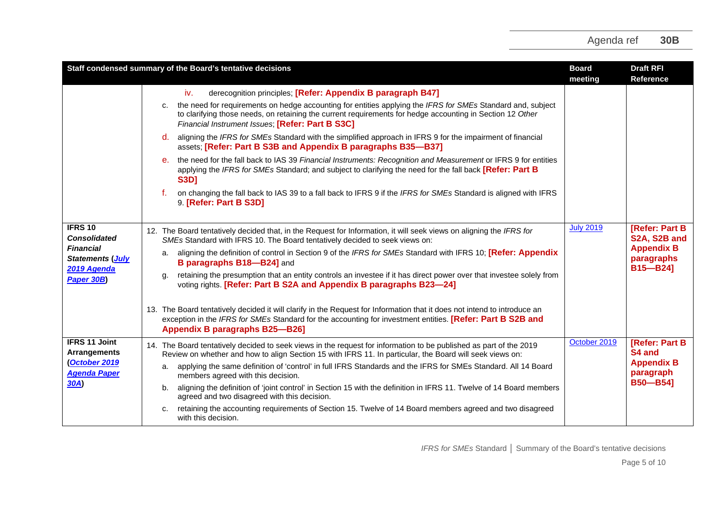| Staff condensed summary of the Board's tentative decisions | | Board meeting | Draft RFI Reference |
|---|---|---|---|
| | iv. derecognition principles; **[Refer: Appendix B paragraph B47]**<br>c. the need for requirements on hedge accounting for entities applying the *IFRS for SMEs* Standard and, subject to clarifying those needs, on retaining the current requirements for hedge accounting in Section 12 *Other Financial Instrument Issues*; **[Refer: Part B S3C]**<br>d. aligning the *IFRS for SMEs* Standard with the simplified approach in IFRS 9 for the impairment of financial assets; **[Refer: Part B S3B and Appendix B paragraphs B35—B37]**<br>e. the need for the fall back to IAS 39 *Financial Instruments: Recognition and Measurement* or IFRS 9 for entities applying the *IFRS for SMEs* Standard; and subject to clarifying the need for the fall back **[Refer: Part B S3D]**<br>f. on changing the fall back to IAS 39 to a fall back to IFRS 9 if the *IFRS for SMEs* Standard is aligned with IFRS 9. **[Refer: Part B S3D]** | | |
| **IFRS 10 *Consolidated Financial Statements* (*July 2019 Agenda Paper 30B*)** | 12. The Board tentatively decided that, in the Request for Information, it will seek views on aligning the *IFRS for SMEs* Standard with IFRS 10. The Board tentatively decided to seek views on:<br>a. aligning the definition of control in Section 9 of the *IFRS for SMEs* Standard with IFRS 10; **[Refer: Appendix B paragraphs B18—B24]** and<br>g. retaining the presumption that an entity controls an investee if it has direct power over that investee solely from voting rights. **[Refer: Part B S2A and Appendix B paragraphs B23—24]**<br><br>13. The Board tentatively decided it will clarify in the Request for Information that it does not intend to introduce an exception in the *IFRS for SMEs* Standard for the accounting for investment entities. **[Refer: Part B S2B and Appendix B paragraphs B25—B26]** | July 2019 | **[Refer: Part B S2A, S2B and Appendix B paragraphs B15—B24]** |
| **IFRS 11 Joint Arrangements (*October 2019 Agenda Paper 30A*)** | 14. The Board tentatively decided to seek views in the request for information to be published as part of the 2019 Review on whether and how to align Section 15 with IFRS 11. In particular, the Board will seek views on:<br>a. applying the same definition of 'control' in full IFRS Standards and the IFRS for SMEs Standard. All 14 Board members agreed with this decision.<br>b. aligning the definition of 'joint control' in Section 15 with the definition in IFRS 11. Twelve of 14 Board members agreed and two disagreed with this decision.<br>c. retaining the accounting requirements of Section 15. Twelve of 14 Board members agreed and two disagreed with this decision. | October 2019 | **[Refer: Part B S4 and Appendix B paragraph B50—B54]** |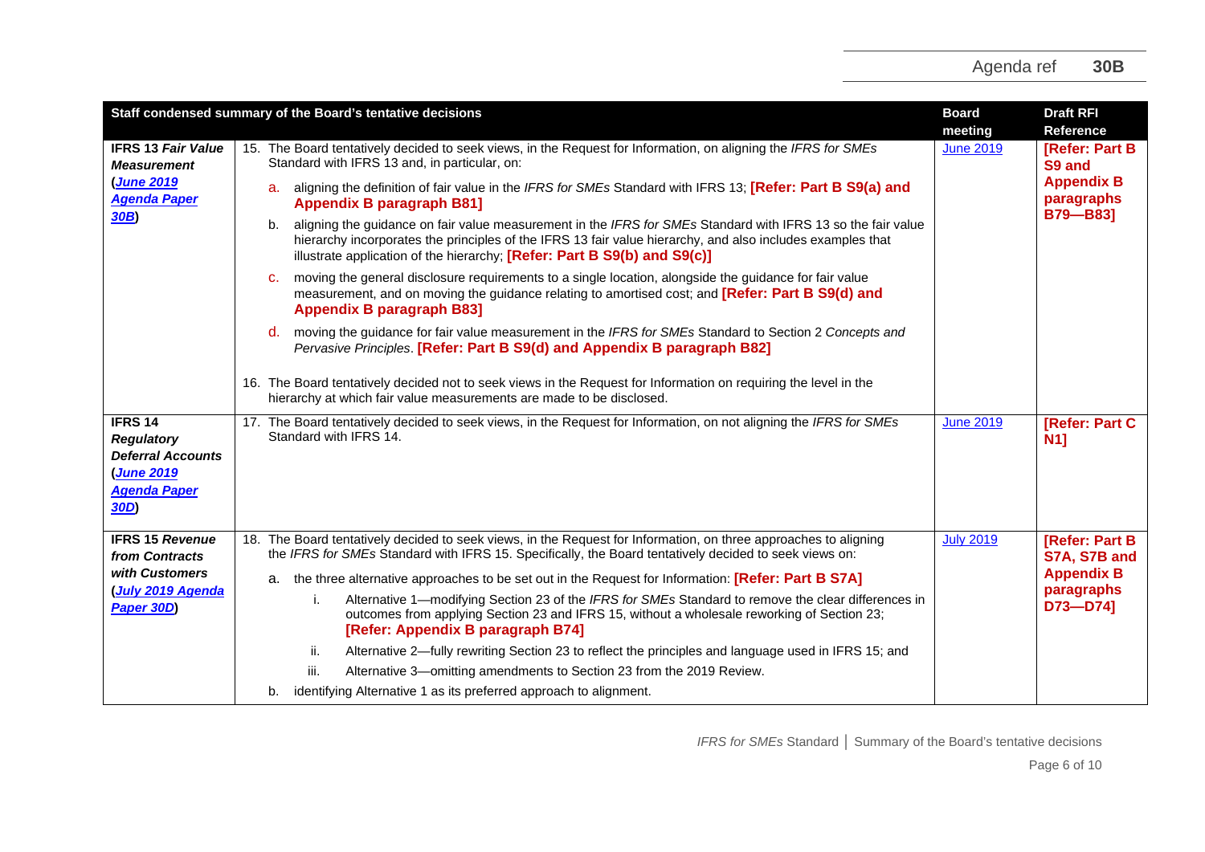| Staff condensed summary of the Board's tentative decisions | | Board meeting | Draft RFI Reference |
|---|---|---|---|
| **IFRS 13 *Fair Value Measurement*** (*June 2019 Agenda Paper 30B*) | 15. The Board tentatively decided to seek views, in the Request for Information, on aligning the *IFRS for SMEs* Standard with IFRS 13 and, in particular, on:<br>a. aligning the definition of fair value in the *IFRS for SMEs* Standard with IFRS 13; **[Refer: Part B S9(a) and Appendix B paragraph B81]**<br>b. aligning the guidance on fair value measurement in the *IFRS for SMEs* Standard with IFRS 13 so the fair value hierarchy incorporates the principles of the IFRS 13 fair value hierarchy, and also includes examples that illustrate application of the hierarchy; **[Refer: Part B S9(b) and S9(c)]**<br>c. moving the general disclosure requirements to a single location, alongside the guidance for fair value measurement, and on moving the guidance relating to amortised cost; and **[Refer: Part B S9(d) and Appendix B paragraph B83]**<br>d. moving the guidance for fair value measurement in the *IFRS for SMEs* Standard to Section 2 *Concepts and Pervasive Principles*. **[Refer: Part B S9(d) and Appendix B paragraph B82]**<br><br>16. The Board tentatively decided not to seek views in the Request for Information on requiring the level in the hierarchy at which fair value measurements are made to be disclosed. | June 2019 | **[Refer: Part B S9 and Appendix B paragraphs B79—B83]** |
| **IFRS 14 *Regulatory Deferral Accounts*** (*June 2019 Agenda Paper 30D*) | 17. The Board tentatively decided to seek views, in the Request for Information, on not aligning the *IFRS for SMEs* Standard with IFRS 14. | June 2019 | **[Refer: Part C N1]** |
| **IFRS 15 *Revenue from Contracts with Customers*** (*July 2019 Agenda Paper 30D*) | 18. The Board tentatively decided to seek views, in the Request for Information, on three approaches to aligning the *IFRS for SMEs* Standard with IFRS 15. Specifically, the Board tentatively decided to seek views on:<br>a. the three alternative approaches to be set out in the Request for Information: **[Refer: Part B S7A]**<br>i. Alternative 1—modifying Section 23 of the *IFRS for SMEs* Standard to remove the clear differences in outcomes from applying Section 23 and IFRS 15, without a wholesale reworking of Section 23; **[Refer: Appendix B paragraph B74]**<br>ii. Alternative 2—fully rewriting Section 23 to reflect the principles and language used in IFRS 15; and<br>iii. Alternative 3—omitting amendments to Section 23 from the 2019 Review.<br>b. identifying Alternative 1 as its preferred approach to alignment. | July 2019 | **[Refer: Part B S7A, S7B and Appendix B paragraphs D73—D74]** |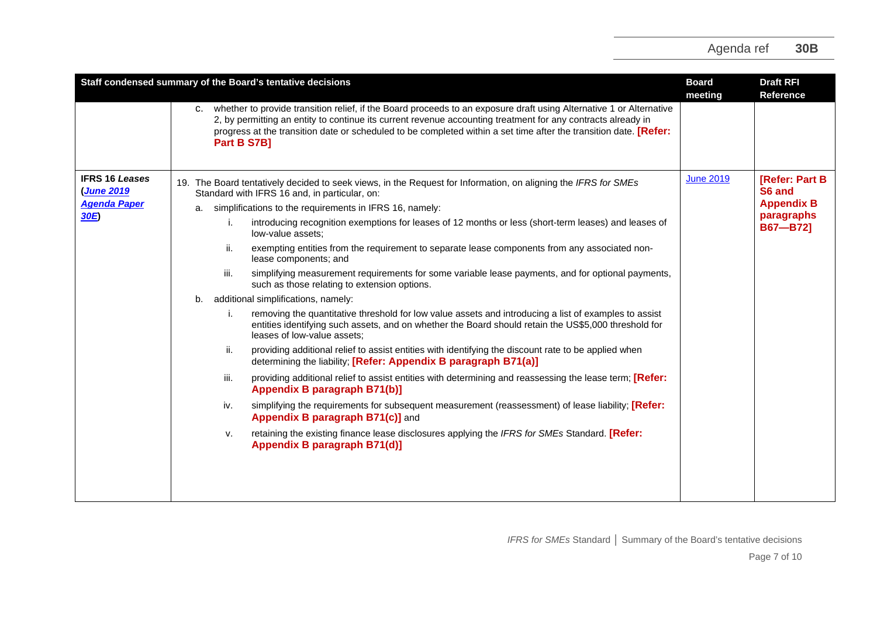| Staff condensed summary of the Board's tentative decisions | | Board meeting | Draft RFI Reference |
|---|---|---|---|
| | c. whether to provide transition relief, if the Board proceeds to an exposure draft using Alternative 1 or Alternative 2, by permitting an entity to continue its current revenue accounting treatment for any contracts already in progress at the transition date or scheduled to be completed within a set time after the transition date. **[Refer: Part B S7B]** | | |
| **IFRS 16 *Leases* (*June 2019 Agenda Paper 30E*)** | 19. The Board tentatively decided to seek views, in the Request for Information, on aligning the *IFRS for SMEs* Standard with IFRS 16 and, in particular, on:<br>a. simplifications to the requirements in IFRS 16, namely:<br>i. introducing recognition exemptions for leases of 12 months or less (short-term leases) and leases of low-value assets;<br>ii. exempting entities from the requirement to separate lease components from any associated non-lease components; and<br>iii. simplifying measurement requirements for some variable lease payments, and for optional payments, such as those relating to extension options.<br>b. additional simplifications, namely:<br>i. removing the quantitative threshold for low value assets and introducing a list of examples to assist entities identifying such assets, and on whether the Board should retain the US$5,000 threshold for leases of low-value assets;<br>ii. providing additional relief to assist entities with identifying the discount rate to be applied when determining the liability; **[Refer: Appendix B paragraph B71(a)]**<br>iii. providing additional relief to assist entities with determining and reassessing the lease term; **[Refer: Appendix B paragraph B71(b)]**<br>iv. simplifying the requirements for subsequent measurement (reassessment) of lease liability; **[Refer: Appendix B paragraph B71(c)]** and<br>v. retaining the existing finance lease disclosures applying the *IFRS for SMEs* Standard. **[Refer: Appendix B paragraph B71(d)]** | June 2019 | **[Refer: Part B S6 and Appendix B paragraphs B67—B72]** |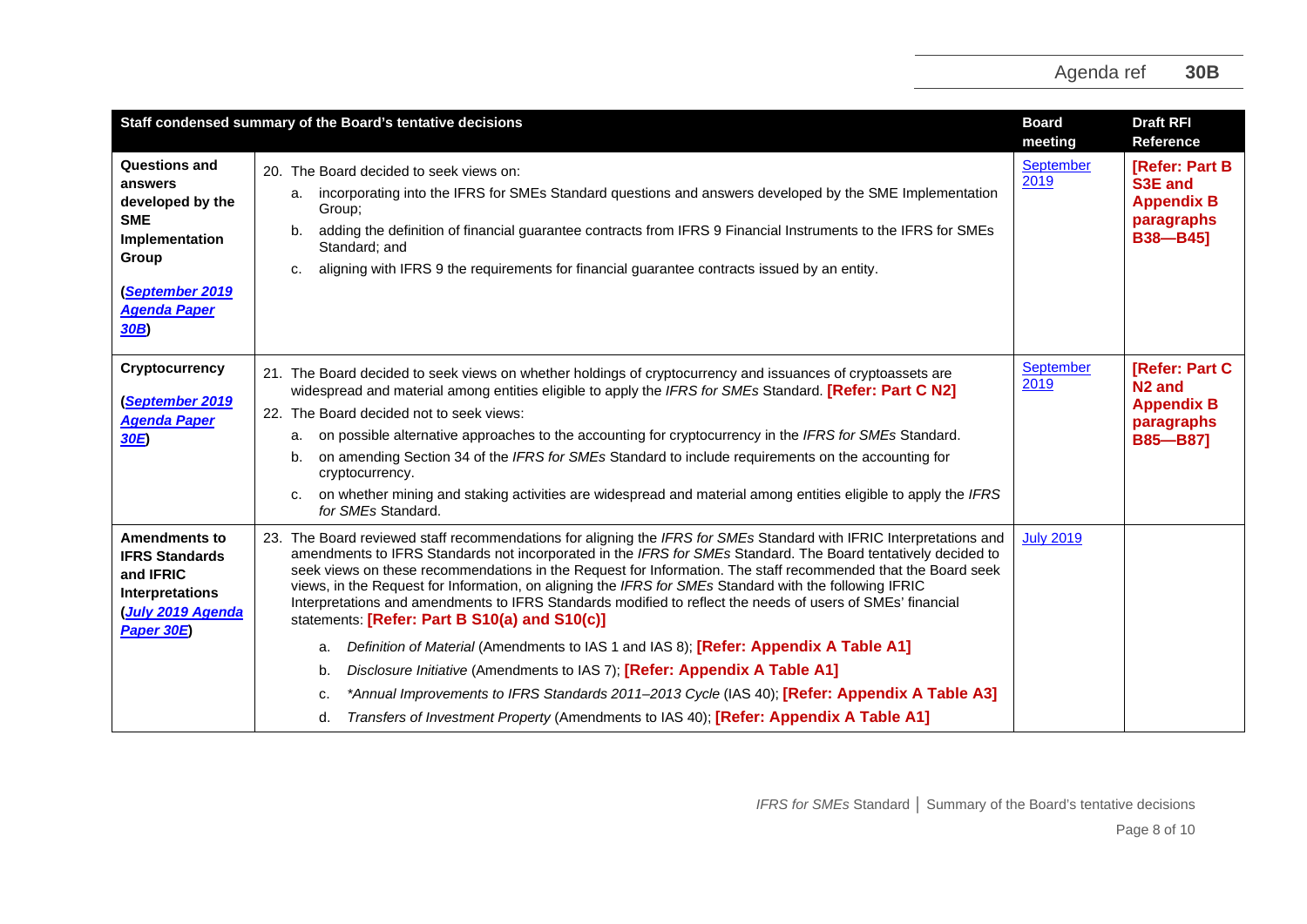| Staff condensed summary of the Board's tentative decisions | | Board meeting | Draft RFI Reference |
|---|---|---|---|
| **Questions and answers developed by the SME Implementation Group** (*September 2019 Agenda Paper 30B*) | 20. The Board decided to seek views on:<br>a. incorporating into the IFRS for SMEs Standard questions and answers developed by the SME Implementation Group;<br>b. adding the definition of financial guarantee contracts from IFRS 9 Financial Instruments to the IFRS for SMEs Standard; and<br>c. aligning with IFRS 9 the requirements for financial guarantee contracts issued by an entity. | September 2019 | **[Refer: Part B S3E and Appendix B paragraphs B38—B45]** |
| **Cryptocurrency** (*September 2019 Agenda Paper 30E*) | 21. The Board decided to seek views on whether holdings of cryptocurrency and issuances of cryptoassets are widespread and material among entities eligible to apply the *IFRS for SMEs* Standard. **[Refer: Part C N2]**<br>22. The Board decided not to seek views:<br>a. on possible alternative approaches to the accounting for cryptocurrency in the *IFRS for SMEs* Standard.<br>b. on amending Section 34 of the *IFRS for SMEs* Standard to include requirements on the accounting for cryptocurrency.<br>c. on whether mining and staking activities are widespread and material among entities eligible to apply the *IFRS for SMEs* Standard. | September 2019 | **[Refer: Part C N2 and Appendix B paragraphs B85—B87]** |
| **Amendments to IFRS Standards and IFRIC Interpretations** (*July 2019 Agenda Paper 30E*) | 23. The Board reviewed staff recommendations for aligning the *IFRS for SMEs* Standard with IFRIC Interpretations and amendments to IFRS Standards not incorporated in the *IFRS for SMEs* Standard. The Board tentatively decided to seek views on these recommendations in the Request for Information. The staff recommended that the Board seek views, in the Request for Information, on aligning the *IFRS for SMEs* Standard with the following IFRIC Interpretations and amendments to IFRS Standards modified to reflect the needs of users of SMEs' financial statements: **[Refer: Part B S10(a) and S10(c)]**<br>a. *Definition of Material* (Amendments to IAS 1 and IAS 8); **[Refer: Appendix A Table A1]**<br>b. *Disclosure Initiative* (Amendments to IAS 7); **[Refer: Appendix A Table A1]**<br>c. *\*Annual Improvements to IFRS Standards 2011–2013 Cycle* (IAS 40); **[Refer: Appendix A Table A3]**<br>d. *Transfers of Investment Property* (Amendments to IAS 40); **[Refer: Appendix A Table A1]** | July 2019 | |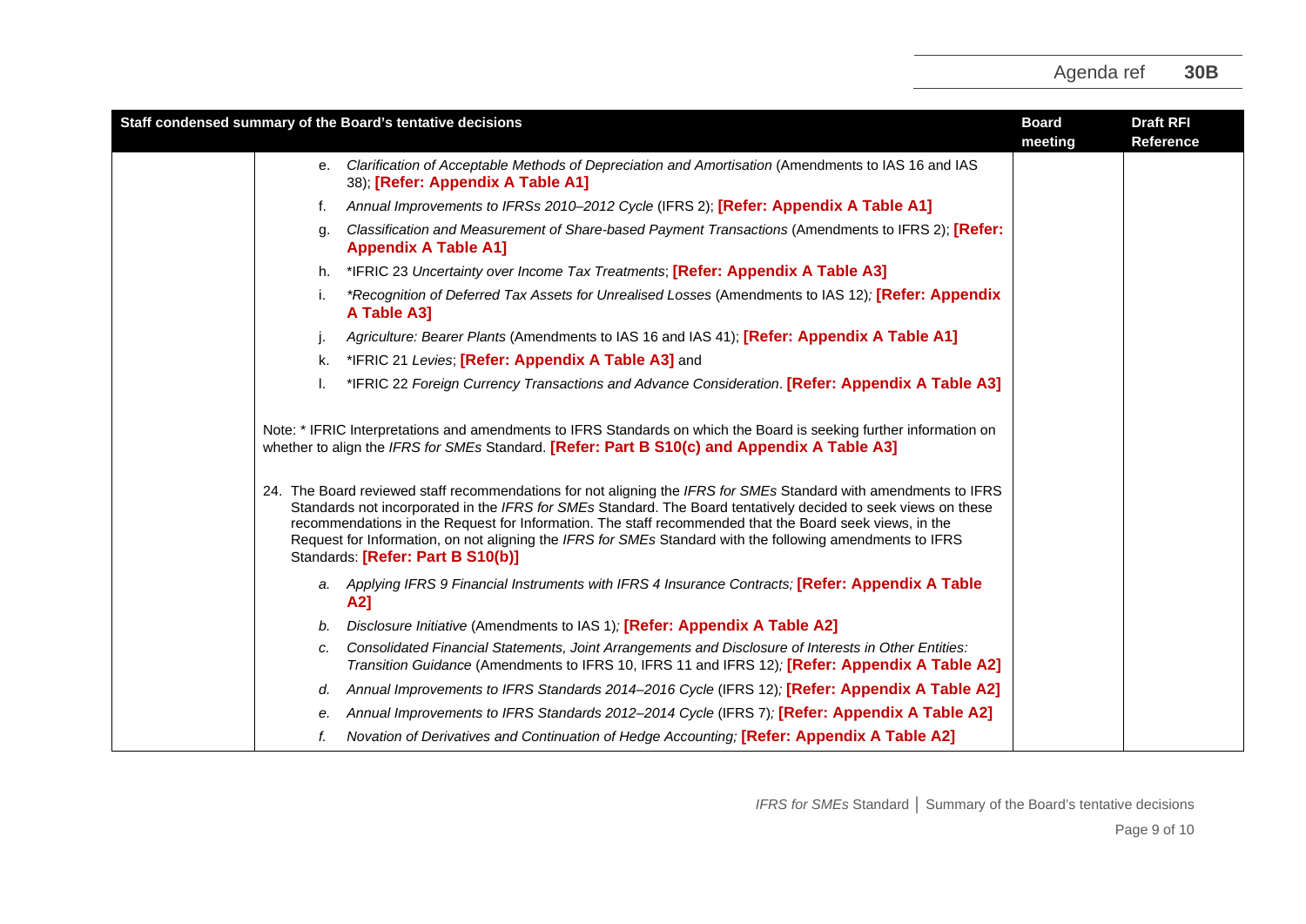| Staff condensed summary of the Board's tentative decisions | | Board meeting | Draft RFI Reference |
|---|---|---|---|
| | e. *Clarification of Acceptable Methods of Depreciation and Amortisation* (Amendments to IAS 16 and IAS 38); **[Refer: Appendix A Table A1]**<br>f. *Annual Improvements to IFRSs 2010–2012 Cycle* (IFRS 2); **[Refer: Appendix A Table A1]**<br>g. *Classification and Measurement of Share-based Payment Transactions* (Amendments to IFRS 2); **[Refer: Appendix A Table A1]**<br>h. *IFRIC 23 *Uncertainty over Income Tax Treatments*; **[Refer: Appendix A Table A3]**<br>i. **Recognition of Deferred Tax Assets for Unrealised Losses* (Amendments to IAS 12)*;* **[Refer: Appendix A Table A3]**<br>j. *Agriculture: Bearer Plants* (Amendments to IAS 16 and IAS 41); **[Refer: Appendix A Table A1]**<br>k. *IFRIC 21 *Levies*; **[Refer: Appendix A Table A3]** and<br>l. *IFRIC 22 *Foreign Currency Transactions and Advance Consideration*. **[Refer: Appendix A Table A3]**<br><br>Note: * IFRIC Interpretations and amendments to IFRS Standards on which the Board is seeking further information on whether to align the *IFRS for SMEs* Standard. **[Refer: Part B S10(c) and Appendix A Table A3]**<br><br>24. The Board reviewed staff recommendations for not aligning the *IFRS for SMEs* Standard with amendments to IFRS Standards not incorporated in the *IFRS for SMEs* Standard. The Board tentatively decided to seek views on these recommendations in the Request for Information. The staff recommended that the Board seek views, in the Request for Information, on not aligning the *IFRS for SMEs* Standard with the following amendments to IFRS Standards: **[Refer: Part B S10(b)]**<br>*a. Applying IFRS 9 Financial Instruments with IFRS 4 Insurance Contracts;* **[Refer: Appendix A Table A2]**<br>*b. Disclosure Initiative* (Amendments to IAS 1)*;* **[Refer: Appendix A Table A2]**<br>*c. Consolidated Financial Statements, Joint Arrangements and Disclosure of Interests in Other Entities: Transition Guidance* (Amendments to IFRS 10, IFRS 11 and IFRS 12)*;* **[Refer: Appendix A Table A2]**<br>*d. Annual Improvements to IFRS Standards 2014–2016 Cycle* (IFRS 12)*;* **[Refer: Appendix A Table A2]**<br>*e. Annual Improvements to IFRS Standards 2012–2014 Cycle* (IFRS 7)*;* **[Refer: Appendix A Table A2]**<br>*f. Novation of Derivatives and Continuation of Hedge Accounting;* **[Refer: Appendix A Table A2]** | | |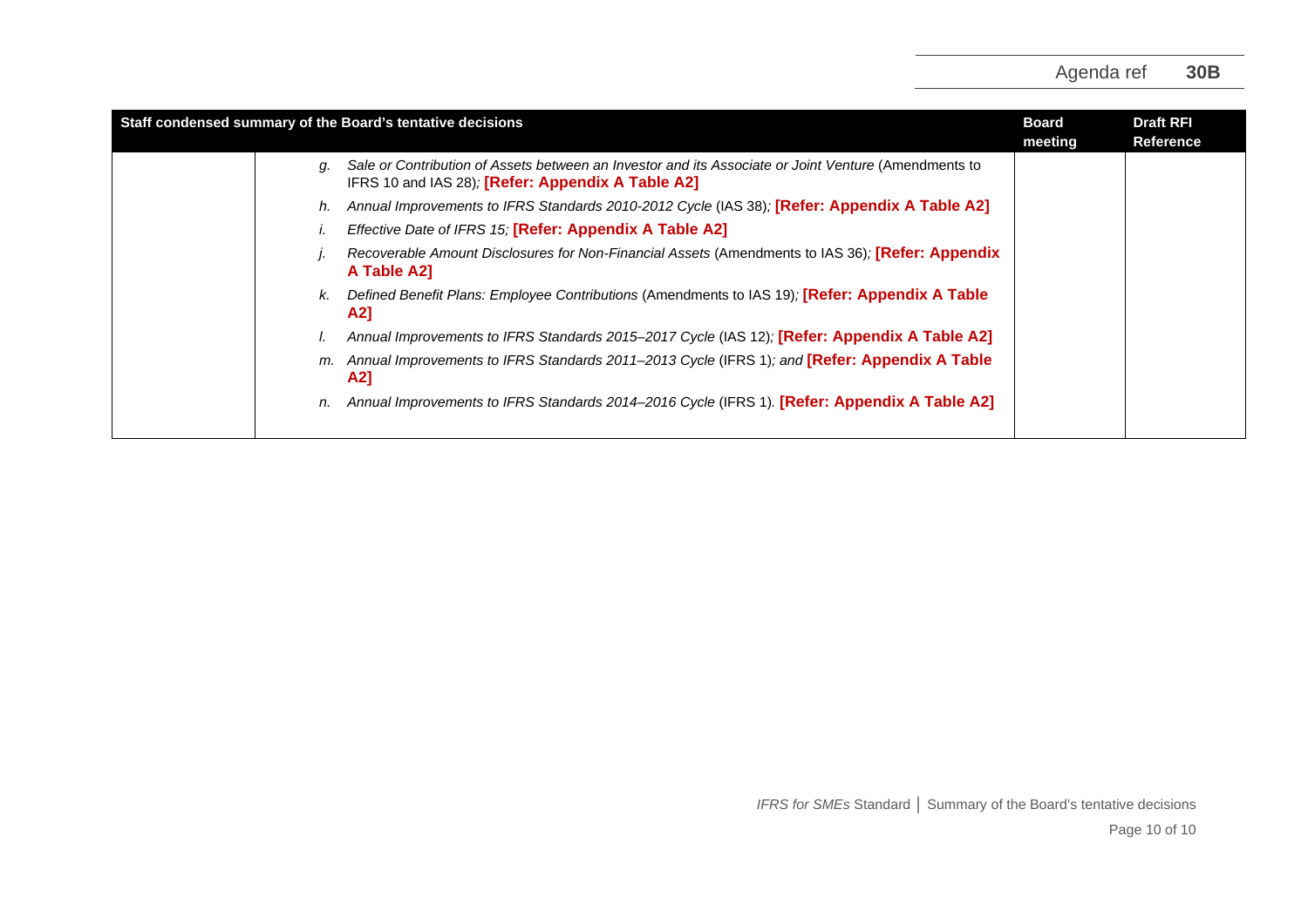| Staff condensed summary of the Board's tentative decisions | | Board meeting | Draft RFI Reference |
|---|---|---|---|
| | g. *Sale or Contribution of Assets between an Investor and its Associate or Joint Venture* (Amendments to IFRS 10 and IAS 28)*;* **[Refer: Appendix A Table A2]**<br>h. *Annual Improvements to IFRS Standards 2010-2012 Cycle* (IAS 38)*;* **[Refer: Appendix A Table A2]**<br>i. *Effective Date of IFRS 15;* **[Refer: Appendix A Table A2]**<br>j. *Recoverable Amount Disclosures for Non-Financial Assets* (Amendments to IAS 36)*;* **[Refer: Appendix A Table A2]**<br>k. *Defined Benefit Plans: Employee Contributions* (Amendments to IAS 19)*;* **[Refer: Appendix A Table A2]**<br>l. *Annual Improvements to IFRS Standards 2015–2017 Cycle* (IAS 12)*;* **[Refer: Appendix A Table A2]**<br>m. *Annual Improvements to IFRS Standards 2011–2013 Cycle* (IFRS 1)*; and* **[Refer: Appendix A Table A2]**<br>n. *Annual Improvements to IFRS Standards 2014–2016 Cycle* (IFRS 1)*.* **[Refer: Appendix A Table A2]** | | |